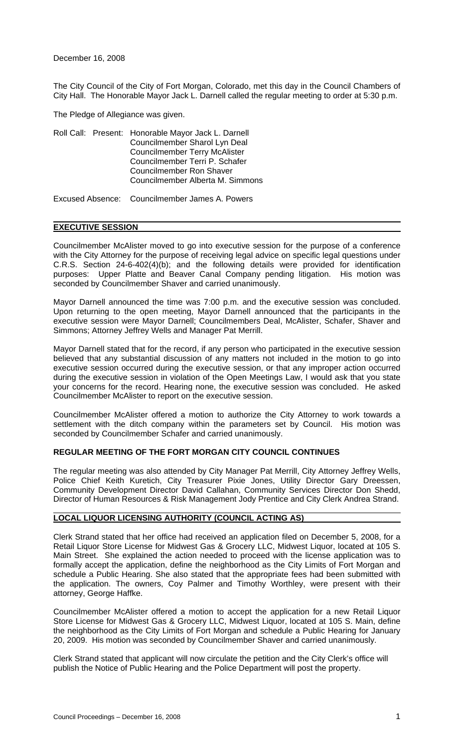December 16, 2008

The City Council of the City of Fort Morgan, Colorado, met this day in the Council Chambers of City Hall. The Honorable Mayor Jack L. Darnell called the regular meeting to order at 5:30 p.m.

The Pledge of Allegiance was given.

Roll Call: Present: Honorable Mayor Jack L. Darnell
Councilmember Sharol Lyn Deal
Councilmember Terry McAlister
Councilmember Terri P. Schafer
Councilmember Ron Shaver
Councilmember Alberta M. Simmons

Excused Absence: Councilmember James A. Powers

## EXECUTIVE SESSION

Councilmember McAlister moved to go into executive session for the purpose of a conference with the City Attorney for the purpose of receiving legal advice on specific legal questions under C.R.S. Section 24-6-402(4)(b); and the following details were provided for identification purposes: Upper Platte and Beaver Canal Company pending litigation. His motion was seconded by Councilmember Shaver and carried unanimously.

Mayor Darnell announced the time was 7:00 p.m. and the executive session was concluded. Upon returning to the open meeting, Mayor Darnell announced that the participants in the executive session were Mayor Darnell; Councilmembers Deal, McAlister, Schafer, Shaver and Simmons; Attorney Jeffrey Wells and Manager Pat Merrill.

Mayor Darnell stated that for the record, if any person who participated in the executive session believed that any substantial discussion of any matters not included in the motion to go into executive session occurred during the executive session, or that any improper action occurred during the executive session in violation of the Open Meetings Law, I would ask that you state your concerns for the record. Hearing none, the executive session was concluded. He asked Councilmember McAlister to report on the executive session.

Councilmember McAlister offered a motion to authorize the City Attorney to work towards a settlement with the ditch company within the parameters set by Council. His motion was seconded by Councilmember Schafer and carried unanimously.

## REGULAR MEETING OF THE FORT MORGAN CITY COUNCIL CONTINUES

The regular meeting was also attended by City Manager Pat Merrill, City Attorney Jeffrey Wells, Police Chief Keith Kuretich, City Treasurer Pixie Jones, Utility Director Gary Dreessen, Community Development Director David Callahan, Community Services Director Don Shedd, Director of Human Resources & Risk Management Jody Prentice and City Clerk Andrea Strand.

## LOCAL LIQUOR LICENSING AUTHORITY (COUNCIL ACTING AS)

Clerk Strand stated that her office had received an application filed on December 5, 2008, for a Retail Liquor Store License for Midwest Gas & Grocery LLC, Midwest Liquor, located at 105 S. Main Street. She explained the action needed to proceed with the license application was to formally accept the application, define the neighborhood as the City Limits of Fort Morgan and schedule a Public Hearing. She also stated that the appropriate fees had been submitted with the application. The owners, Coy Palmer and Timothy Worthley, were present with their attorney, George Haffke.

Councilmember McAlister offered a motion to accept the application for a new Retail Liquor Store License for Midwest Gas & Grocery LLC, Midwest Liquor, located at 105 S. Main, define the neighborhood as the City Limits of Fort Morgan and schedule a Public Hearing for January 20, 2009. His motion was seconded by Councilmember Shaver and carried unanimously.

Clerk Strand stated that applicant will now circulate the petition and the City Clerk's office will publish the Notice of Public Hearing and the Police Department will post the property.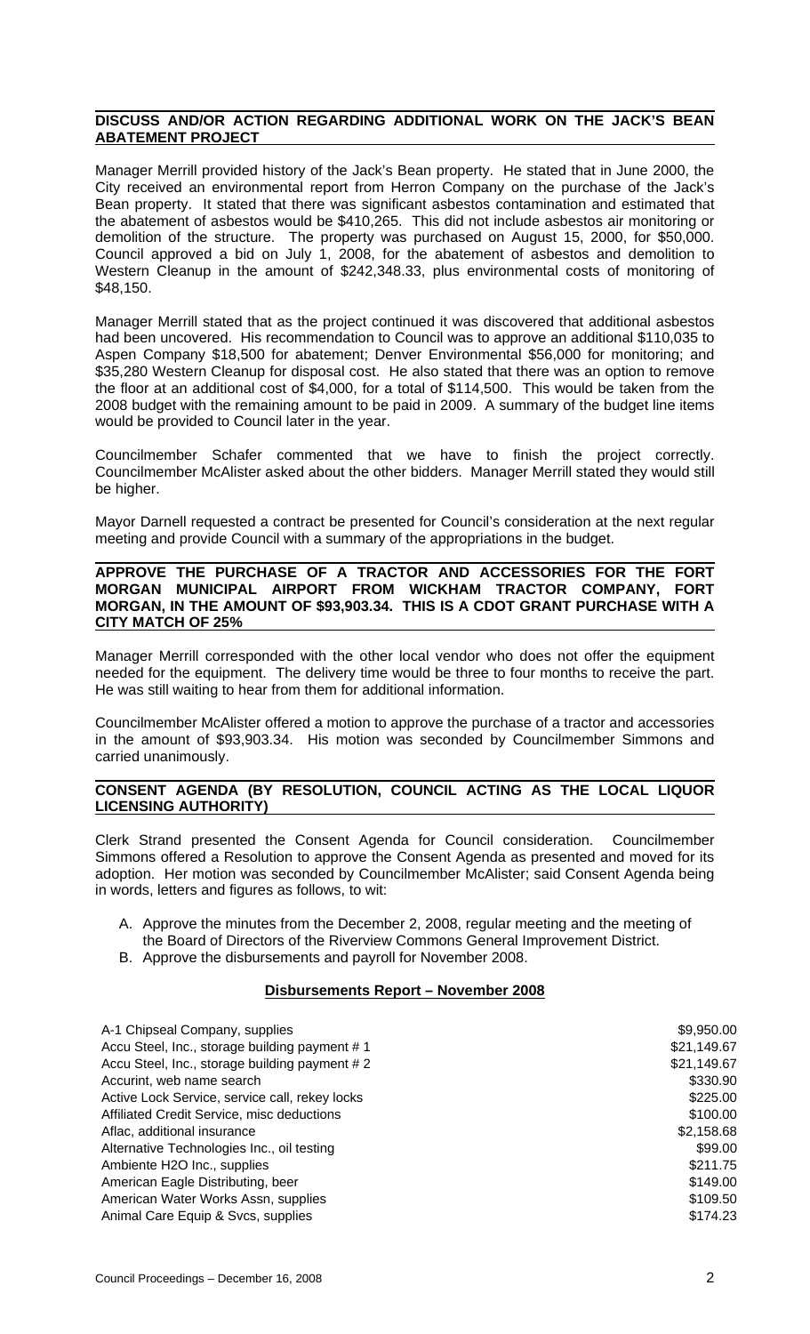## DISCUSS AND/OR ACTION REGARDING ADDITIONAL WORK ON THE JACK'S BEAN ABATEMENT PROJECT

Manager Merrill provided history of the Jack's Bean property. He stated that in June 2000, the City received an environmental report from Herron Company on the purchase of the Jack's Bean property. It stated that there was significant asbestos contamination and estimated that the abatement of asbestos would be $410,265. This did not include asbestos air monitoring or demolition of the structure. The property was purchased on August 15, 2000, for $50,000. Council approved a bid on July 1, 2008, for the abatement of asbestos and demolition to Western Cleanup in the amount of $242,348.33, plus environmental costs of monitoring of $48,150.

Manager Merrill stated that as the project continued it was discovered that additional asbestos had been uncovered. His recommendation to Council was to approve an additional $110,035 to Aspen Company $18,500 for abatement; Denver Environmental $56,000 for monitoring; and $35,280 Western Cleanup for disposal cost. He also stated that there was an option to remove the floor at an additional cost of $4,000, for a total of $114,500. This would be taken from the 2008 budget with the remaining amount to be paid in 2009. A summary of the budget line items would be provided to Council later in the year.

Councilmember Schafer commented that we have to finish the project correctly. Councilmember McAlister asked about the other bidders. Manager Merrill stated they would still be higher.

Mayor Darnell requested a contract be presented for Council's consideration at the next regular meeting and provide Council with a summary of the appropriations in the budget.

## APPROVE THE PURCHASE OF A TRACTOR AND ACCESSORIES FOR THE FORT MORGAN MUNICIPAL AIRPORT FROM WICKHAM TRACTOR COMPANY, FORT MORGAN, IN THE AMOUNT OF $93,903.34. THIS IS A CDOT GRANT PURCHASE WITH A CITY MATCH OF 25%

Manager Merrill corresponded with the other local vendor who does not offer the equipment needed for the equipment. The delivery time would be three to four months to receive the part. He was still waiting to hear from them for additional information.

Councilmember McAlister offered a motion to approve the purchase of a tractor and accessories in the amount of $93,903.34. His motion was seconded by Councilmember Simmons and carried unanimously.

## CONSENT AGENDA (BY RESOLUTION, COUNCIL ACTING AS THE LOCAL LIQUOR LICENSING AUTHORITY)

Clerk Strand presented the Consent Agenda for Council consideration. Councilmember Simmons offered a Resolution to approve the Consent Agenda as presented and moved for its adoption. Her motion was seconded by Councilmember McAlister; said Consent Agenda being in words, letters and figures as follows, to wit:

A. Approve the minutes from the December 2, 2008, regular meeting and the meeting of the Board of Directors of the Riverview Commons General Improvement District.
B. Approve the disbursements and payroll for November 2008.

### Disbursements Report – November 2008

| | |
|---|---|
| A-1 Chipseal Company, supplies | $9,950.00 |
| Accu Steel, Inc., storage building payment # 1 | $21,149.67 |
| Accu Steel, Inc., storage building payment # 2 | $21,149.67 |
| Accurint, web name search | $330.90 |
| Active Lock Service, service call, rekey locks | $225.00 |
| Affiliated Credit Service, misc deductions | $100.00 |
| Aflac, additional insurance | $2,158.68 |
| Alternative Technologies Inc., oil testing | $99.00 |
| Ambiente H2O Inc., supplies | $211.75 |
| American Eagle Distributing, beer | $149.00 |
| American Water Works Assn, supplies | $109.50 |
| Animal Care Equip & Svcs, supplies | $174.23 |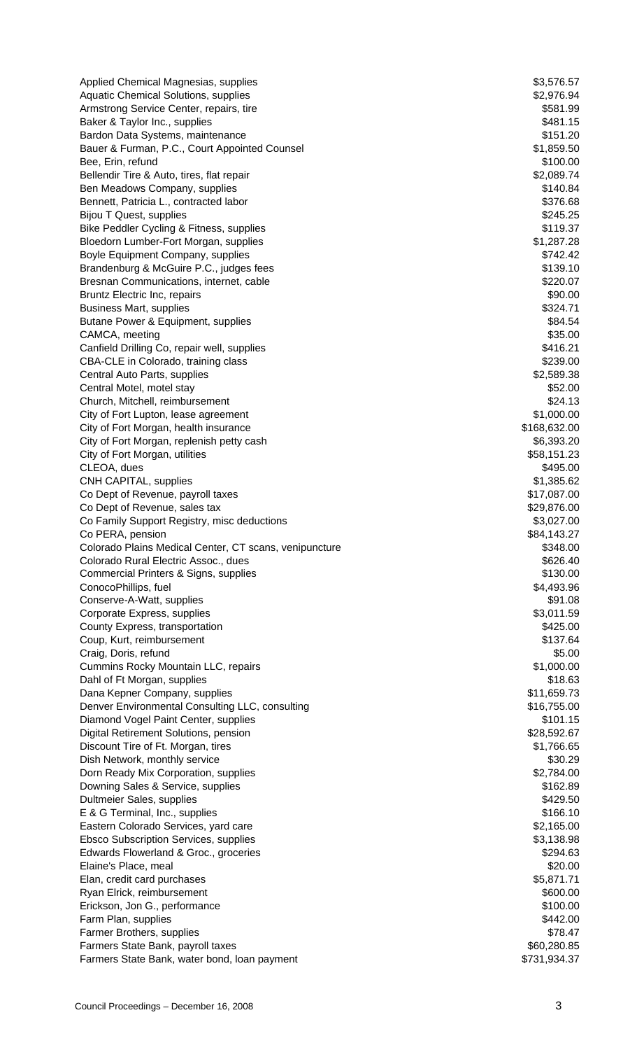| | |
|---|---|
| Applied Chemical Magnesias, supplies | $3,576.57 |
| Aquatic Chemical Solutions, supplies | $2,976.94 |
| Armstrong Service Center, repairs, tire | $581.99 |
| Baker & Taylor Inc., supplies | $481.15 |
| Bardon Data Systems, maintenance | $151.20 |
| Bauer & Furman, P.C., Court Appointed Counsel | $1,859.50 |
| Bee, Erin, refund | $100.00 |
| Bellendir Tire & Auto, tires, flat repair | $2,089.74 |
| Ben Meadows Company, supplies | $140.84 |
| Bennett, Patricia L., contracted labor | $376.68 |
| Bijou T Quest, supplies | $245.25 |
| Bike Peddler Cycling & Fitness, supplies | $119.37 |
| Bloedorn Lumber-Fort Morgan, supplies | $1,287.28 |
| Boyle Equipment Company, supplies | $742.42 |
| Brandenburg & McGuire P.C., judges fees | $139.10 |
| Bresnan Communications, internet, cable | $220.07 |
| Bruntz Electric Inc, repairs | $90.00 |
| Business Mart, supplies | $324.71 |
| Butane Power & Equipment, supplies | $84.54 |
| CAMCA, meeting | $35.00 |
| Canfield Drilling Co, repair well, supplies | $416.21 |
| CBA-CLE in Colorado, training class | $239.00 |
| Central Auto Parts, supplies | $2,589.38 |
| Central Motel, motel stay | $52.00 |
| Church, Mitchell, reimbursement | $24.13 |
| City of Fort Lupton, lease agreement | $1,000.00 |
| City of Fort Morgan, health insurance | $168,632.00 |
| City of Fort Morgan, replenish petty cash | $6,393.20 |
| City of Fort Morgan, utilities | $58,151.23 |
| CLEOA, dues | $495.00 |
| CNH CAPITAL, supplies | $1,385.62 |
| Co Dept of Revenue, payroll taxes | $17,087.00 |
| Co Dept of Revenue, sales tax | $29,876.00 |
| Co Family Support Registry, misc deductions | $3,027.00 |
| Co PERA, pension | $84,143.27 |
| Colorado Plains Medical Center, CT scans, venipuncture | $348.00 |
| Colorado Rural Electric Assoc., dues | $626.40 |
| Commercial Printers & Signs, supplies | $130.00 |
| ConocoPhillips, fuel | $4,493.96 |
| Conserve-A-Watt, supplies | $91.08 |
| Corporate Express, supplies | $3,011.59 |
| County Express, transportation | $425.00 |
| Coup, Kurt, reimbursement | $137.64 |
| Craig, Doris, refund | $5.00 |
| Cummins Rocky Mountain LLC, repairs | $1,000.00 |
| Dahl of Ft Morgan, supplies | $18.63 |
| Dana Kepner Company, supplies | $11,659.73 |
| Denver Environmental Consulting LLC, consulting | $16,755.00 |
| Diamond Vogel Paint Center, supplies | $101.15 |
| Digital Retirement Solutions, pension | $28,592.67 |
| Discount Tire of Ft. Morgan, tires | $1,766.65 |
| Dish Network, monthly service | $30.29 |
| Dorn Ready Mix Corporation, supplies | $2,784.00 |
| Downing Sales & Service, supplies | $162.89 |
| Dultmeier Sales, supplies | $429.50 |
| E & G Terminal, Inc., supplies | $166.10 |
| Eastern Colorado Services, yard care | $2,165.00 |
| Ebsco Subscription Services, supplies | $3,138.98 |
| Edwards Flowerland & Groc., groceries | $294.63 |
| Elaine's Place, meal | $20.00 |
| Elan, credit card purchases | $5,871.71 |
| Ryan Elrick, reimbursement | $600.00 |
| Erickson, Jon G., performance | $100.00 |
| Farm Plan, supplies | $442.00 |
| Farmer Brothers, supplies | $78.47 |
| Farmers State Bank, payroll taxes | $60,280.85 |
| Farmers State Bank, water bond, loan payment | $731,934.37 |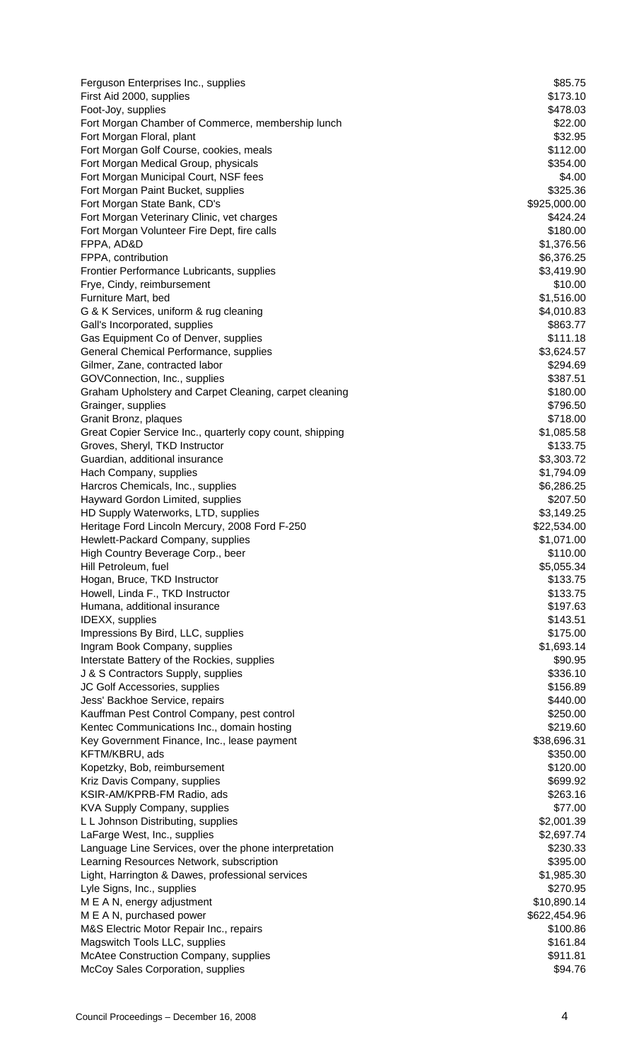| | |
|---|---|
| Ferguson Enterprises Inc., supplies | $85.75 |
| First Aid 2000, supplies | $173.10 |
| Foot-Joy, supplies | $478.03 |
| Fort Morgan Chamber of Commerce, membership lunch | $22.00 |
| Fort Morgan Floral, plant | $32.95 |
| Fort Morgan Golf Course, cookies, meals | $112.00 |
| Fort Morgan Medical Group, physicals | $354.00 |
| Fort Morgan Municipal Court, NSF fees | $4.00 |
| Fort Morgan Paint Bucket, supplies | $325.36 |
| Fort Morgan State Bank, CD's | $925,000.00 |
| Fort Morgan Veterinary Clinic, vet charges | $424.24 |
| Fort Morgan Volunteer Fire Dept, fire calls | $180.00 |
| FPPA, AD&D | $1,376.56 |
| FPPA, contribution | $6,376.25 |
| Frontier Performance Lubricants, supplies | $3,419.90 |
| Frye, Cindy, reimbursement | $10.00 |
| Furniture Mart, bed | $1,516.00 |
| G & K Services, uniform & rug cleaning | $4,010.83 |
| Gall's Incorporated, supplies | $863.77 |
| Gas Equipment Co of Denver, supplies | $111.18 |
| General Chemical Performance, supplies | $3,624.57 |
| Gilmer, Zane, contracted labor | $294.69 |
| GOVConnection, Inc., supplies | $387.51 |
| Graham Upholstery and Carpet Cleaning, carpet cleaning | $180.00 |
| Grainger, supplies | $796.50 |
| Granit Bronz, plaques | $718.00 |
| Great Copier Service Inc., quarterly copy count, shipping | $1,085.58 |
| Groves, Sheryl, TKD Instructor | $133.75 |
| Guardian, additional insurance | $3,303.72 |
| Hach Company, supplies | $1,794.09 |
| Harcros Chemicals, Inc., supplies | $6,286.25 |
| Hayward Gordon Limited, supplies | $207.50 |
| HD Supply Waterworks, LTD, supplies | $3,149.25 |
| Heritage Ford Lincoln Mercury, 2008 Ford F-250 | $22,534.00 |
| Hewlett-Packard Company, supplies | $1,071.00 |
| High Country Beverage Corp., beer | $110.00 |
| Hill Petroleum, fuel | $5,055.34 |
| Hogan, Bruce, TKD Instructor | $133.75 |
| Howell, Linda F., TKD Instructor | $133.75 |
| Humana, additional insurance | $197.63 |
| IDEXX, supplies | $143.51 |
| Impressions By Bird, LLC, supplies | $175.00 |
| Ingram Book Company, supplies | $1,693.14 |
| Interstate Battery of the Rockies, supplies | $90.95 |
| J & S Contractors Supply, supplies | $336.10 |
| JC Golf Accessories, supplies | $156.89 |
| Jess' Backhoe Service, repairs | $440.00 |
| Kauffman Pest Control Company, pest control | $250.00 |
| Kentec Communications Inc., domain hosting | $219.60 |
| Key Government Finance, Inc., lease payment | $38,696.31 |
| KFTM/KBRU, ads | $350.00 |
| Kopetzky, Bob, reimbursement | $120.00 |
| Kriz Davis Company, supplies | $699.92 |
| KSIR-AM/KPRB-FM Radio, ads | $263.16 |
| KVA Supply Company, supplies | $77.00 |
| L L Johnson Distributing, supplies | $2,001.39 |
| LaFarge West, Inc., supplies | $2,697.74 |
| Language Line Services, over the phone interpretation | $230.33 |
| Learning Resources Network, subscription | $395.00 |
| Light, Harrington & Dawes, professional services | $1,985.30 |
| Lyle Signs, Inc., supplies | $270.95 |
| M E A N, energy adjustment | $10,890.14 |
| M E A N, purchased power | $622,454.96 |
| M&S Electric Motor Repair Inc., repairs | $100.86 |
| Magswitch Tools LLC, supplies | $161.84 |
| McAtee Construction Company, supplies | $911.81 |
| McCoy Sales Corporation, supplies | $94.76 |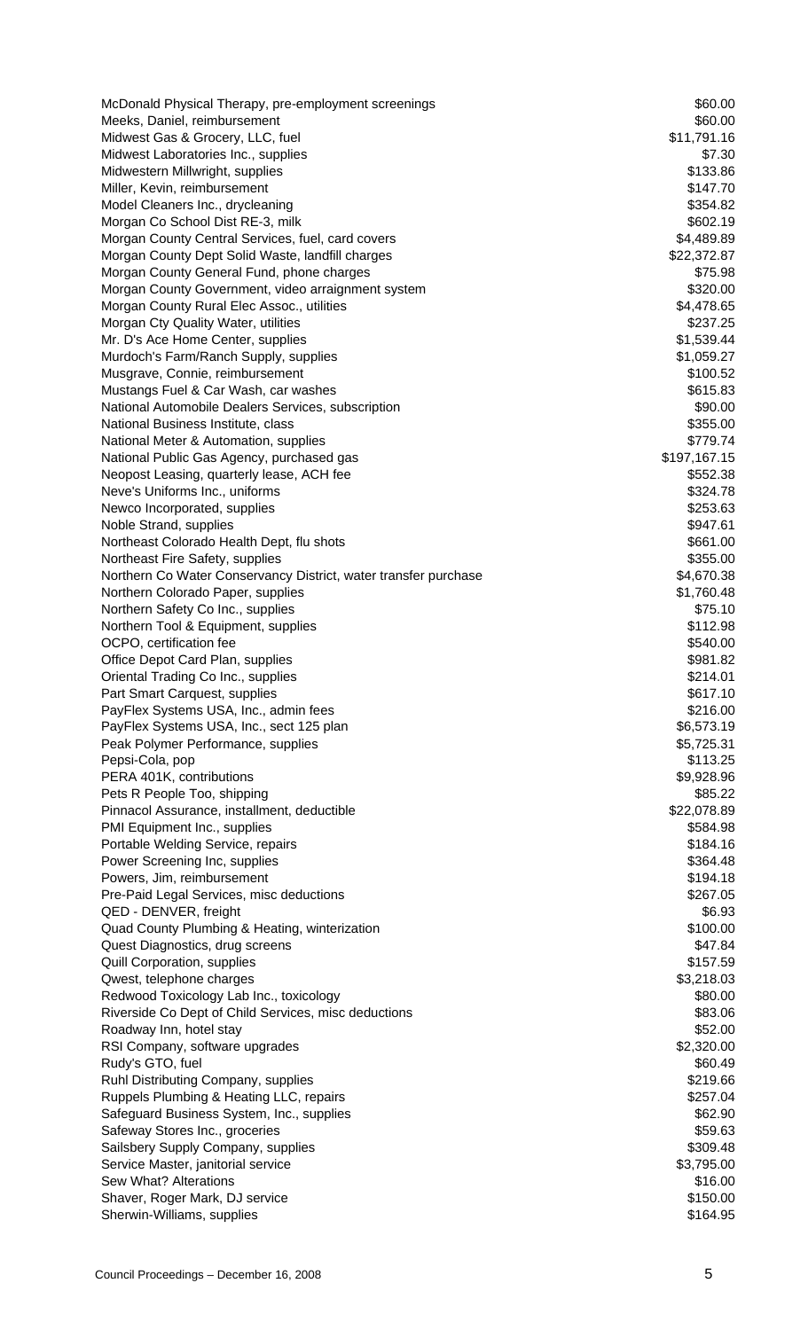| | |
|---|---|
| McDonald Physical Therapy, pre-employment screenings | $60.00 |
| Meeks, Daniel, reimbursement | $60.00 |
| Midwest Gas & Grocery, LLC, fuel | $11,791.16 |
| Midwest Laboratories Inc., supplies | $7.30 |
| Midwestern Millwright, supplies | $133.86 |
| Miller, Kevin, reimbursement | $147.70 |
| Model Cleaners Inc., drycleaning | $354.82 |
| Morgan Co School Dist RE-3, milk | $602.19 |
| Morgan County Central Services, fuel, card covers | $4,489.89 |
| Morgan County Dept Solid Waste, landfill charges | $22,372.87 |
| Morgan County General Fund, phone charges | $75.98 |
| Morgan County Government, video arraignment system | $320.00 |
| Morgan County Rural Elec Assoc., utilities | $4,478.65 |
| Morgan Cty Quality Water, utilities | $237.25 |
| Mr. D's Ace Home Center, supplies | $1,539.44 |
| Murdoch's Farm/Ranch Supply, supplies | $1,059.27 |
| Musgrave, Connie, reimbursement | $100.52 |
| Mustangs Fuel & Car Wash, car washes | $615.83 |
| National Automobile Dealers Services, subscription | $90.00 |
| National Business Institute, class | $355.00 |
| National Meter & Automation, supplies | $779.74 |
| National Public Gas Agency, purchased gas | $197,167.15 |
| Neopost Leasing, quarterly lease, ACH fee | $552.38 |
| Neve's Uniforms Inc., uniforms | $324.78 |
| Newco Incorporated, supplies | $253.63 |
| Noble Strand, supplies | $947.61 |
| Northeast Colorado Health Dept, flu shots | $661.00 |
| Northeast Fire Safety, supplies | $355.00 |
| Northern Co Water Conservancy District, water transfer purchase | $4,670.38 |
| Northern Colorado Paper, supplies | $1,760.48 |
| Northern Safety Co Inc., supplies | $75.10 |
| Northern Tool & Equipment, supplies | $112.98 |
| OCPO, certification fee | $540.00 |
| Office Depot Card Plan, supplies | $981.82 |
| Oriental Trading Co Inc., supplies | $214.01 |
| Part Smart Carquest, supplies | $617.10 |
| PayFlex Systems USA, Inc., admin fees | $216.00 |
| PayFlex Systems USA, Inc., sect 125 plan | $6,573.19 |
| Peak Polymer Performance, supplies | $5,725.31 |
| Pepsi-Cola, pop | $113.25 |
| PERA 401K, contributions | $9,928.96 |
| Pets R People Too, shipping | $85.22 |
| Pinnacol Assurance, installment, deductible | $22,078.89 |
| PMI Equipment Inc., supplies | $584.98 |
| Portable Welding Service, repairs | $184.16 |
| Power Screening Inc, supplies | $364.48 |
| Powers, Jim, reimbursement | $194.18 |
| Pre-Paid Legal Services, misc deductions | $267.05 |
| QED - DENVER, freight | $6.93 |
| Quad County Plumbing & Heating, winterization | $100.00 |
| Quest Diagnostics, drug screens | $47.84 |
| Quill Corporation, supplies | $157.59 |
| Qwest, telephone charges | $3,218.03 |
| Redwood Toxicology Lab Inc., toxicology | $80.00 |
| Riverside Co Dept of Child Services, misc deductions | $83.06 |
| Roadway Inn, hotel stay | $52.00 |
| RSI Company, software upgrades | $2,320.00 |
| Rudy's GTO, fuel | $60.49 |
| Ruhl Distributing Company, supplies | $219.66 |
| Ruppels Plumbing & Heating LLC, repairs | $257.04 |
| Safeguard Business System, Inc., supplies | $62.90 |
| Safeway Stores Inc., groceries | $59.63 |
| Sailsbery Supply Company, supplies | $309.48 |
| Service Master, janitorial service | $3,795.00 |
| Sew What? Alterations | $16.00 |
| Shaver, Roger Mark, DJ service | $150.00 |
| Sherwin-Williams, supplies | $164.95 |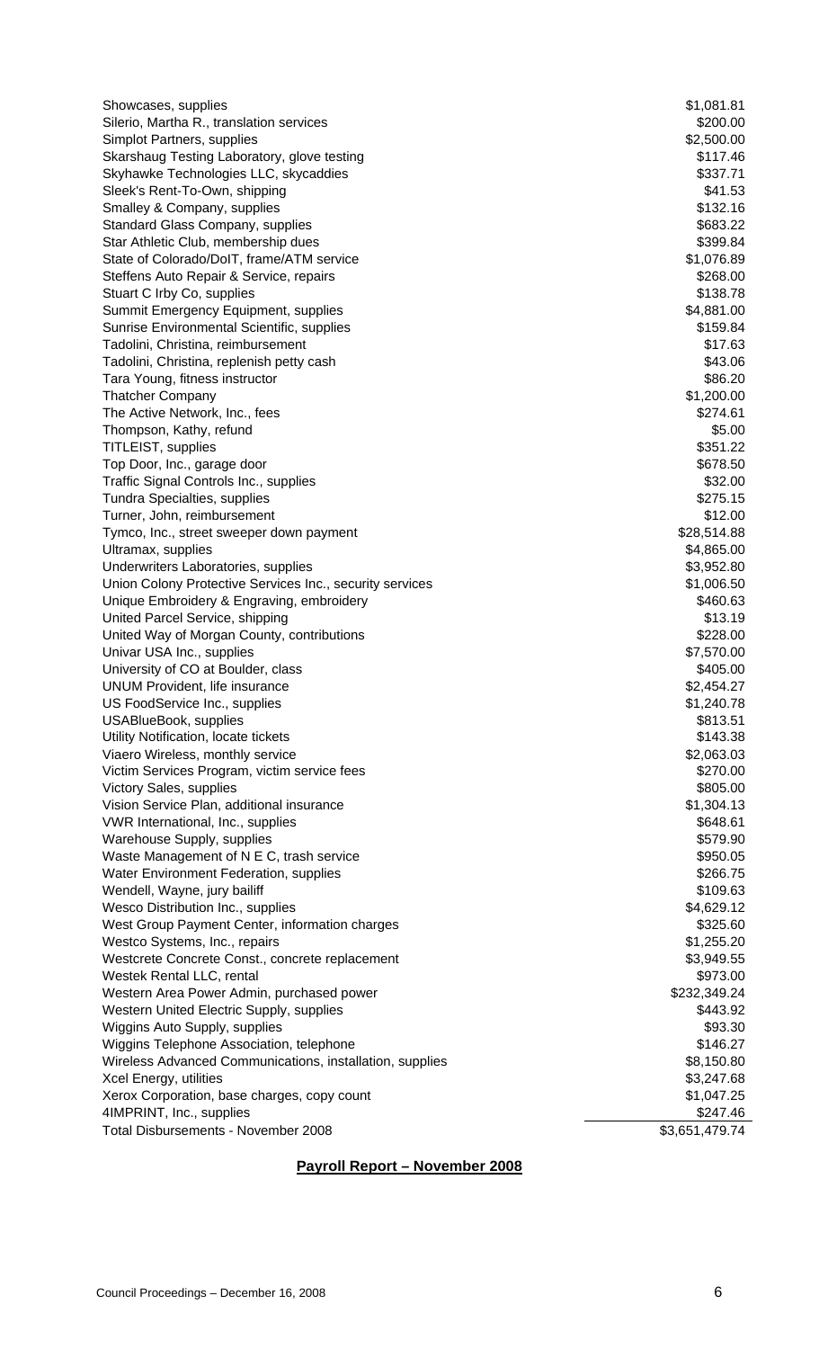| | |
|---|---|
| Showcases, supplies | $1,081.81 |
| Silerio, Martha R., translation services | $200.00 |
| Simplot Partners, supplies | $2,500.00 |
| Skarshaug Testing Laboratory, glove testing | $117.46 |
| Skyhawke Technologies LLC, skycaddies | $337.71 |
| Sleek's Rent-To-Own, shipping | $41.53 |
| Smalley & Company, supplies | $132.16 |
| Standard Glass Company, supplies | $683.22 |
| Star Athletic Club, membership dues | $399.84 |
| State of Colorado/DoIT, frame/ATM service | $1,076.89 |
| Steffens Auto Repair & Service, repairs | $268.00 |
| Stuart C Irby Co, supplies | $138.78 |
| Summit Emergency Equipment, supplies | $4,881.00 |
| Sunrise Environmental Scientific, supplies | $159.84 |
| Tadolini, Christina, reimbursement | $17.63 |
| Tadolini, Christina, replenish petty cash | $43.06 |
| Tara Young, fitness instructor | $86.20 |
| Thatcher Company | $1,200.00 |
| The Active Network, Inc., fees | $274.61 |
| Thompson, Kathy, refund | $5.00 |
| TITLEIST, supplies | $351.22 |
| Top Door, Inc., garage door | $678.50 |
| Traffic Signal Controls Inc., supplies | $32.00 |
| Tundra Specialties, supplies | $275.15 |
| Turner, John, reimbursement | $12.00 |
| Tymco, Inc., street sweeper down payment | $28,514.88 |
| Ultramax, supplies | $4,865.00 |
| Underwriters Laboratories, supplies | $3,952.80 |
| Union Colony Protective Services Inc., security services | $1,006.50 |
| Unique Embroidery & Engraving, embroidery | $460.63 |
| United Parcel Service, shipping | $13.19 |
| United Way of Morgan County, contributions | $228.00 |
| Univar USA Inc., supplies | $7,570.00 |
| University of CO at Boulder, class | $405.00 |
| UNUM Provident, life insurance | $2,454.27 |
| US FoodService Inc., supplies | $1,240.78 |
| USABlueBook, supplies | $813.51 |
| Utility Notification, locate tickets | $143.38 |
| Viaero Wireless, monthly service | $2,063.03 |
| Victim Services Program, victim service fees | $270.00 |
| Victory Sales, supplies | $805.00 |
| Vision Service Plan, additional insurance | $1,304.13 |
| VWR International, Inc., supplies | $648.61 |
| Warehouse Supply, supplies | $579.90 |
| Waste Management of N E C, trash service | $950.05 |
| Water Environment Federation, supplies | $266.75 |
| Wendell, Wayne, jury bailiff | $109.63 |
| Wesco Distribution Inc., supplies | $4,629.12 |
| West Group Payment Center, information charges | $325.60 |
| Westco Systems, Inc., repairs | $1,255.20 |
| Westcrete Concrete Const., concrete replacement | $3,949.55 |
| Westek Rental LLC, rental | $973.00 |
| Western Area Power Admin, purchased power | $232,349.24 |
| Western United Electric Supply, supplies | $443.92 |
| Wiggins Auto Supply, supplies | $93.30 |
| Wiggins Telephone Association, telephone | $146.27 |
| Wireless Advanced Communications, installation, supplies | $8,150.80 |
| Xcel Energy, utilities | $3,247.68 |
| Xerox Corporation, base charges, copy count | $1,047.25 |
| 4IMPRINT, Inc., supplies | $247.46 |
| Total Disbursements - November 2008 | $3,651,479.74 |

**Payroll Report – November 2008**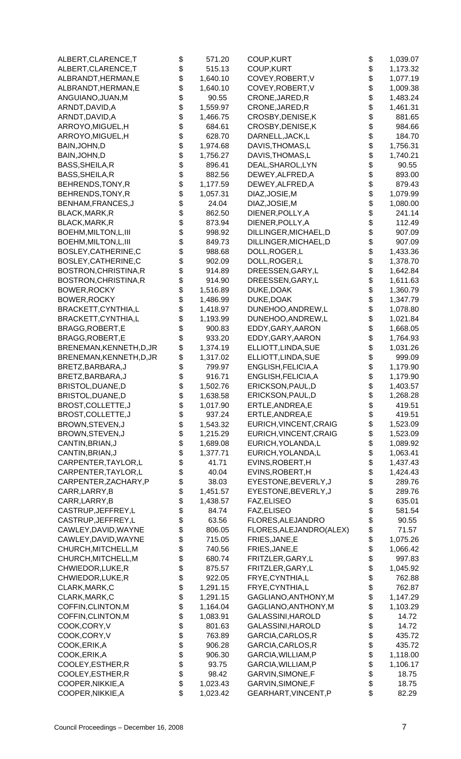| | | |
|---|---|---|
| ALBERT,CLARENCE,T | $ | 571.20 |
| ALBERT,CLARENCE,T | $ | 515.13 |
| ALBRANDT,HERMAN,E | $ | 1,640.10 |
| ALBRANDT,HERMAN,E | $ | 1,640.10 |
| ANGUIANO,JUAN,M | $ | 90.55 |
| ARNDT,DAVID,A | $ | 1,559.97 |
| ARNDT,DAVID,A | $ | 1,466.75 |
| ARROYO,MIGUEL,H | $ | 684.61 |
| ARROYO,MIGUEL,H | $ | 628.70 |
| BAIN,JOHN,D | $ | 1,974.68 |
| BAIN,JOHN,D | $ | 1,756.27 |
| BASS,SHEILA,R | $ | 896.41 |
| BASS,SHEILA,R | $ | 882.56 |
| BEHRENDS,TONY,R | $ | 1,177.59 |
| BEHRENDS,TONY,R | $ | 1,057.31 |
| BENHAM,FRANCES,J | $ | 24.04 |
| BLACK,MARK,R | $ | 862.50 |
| BLACK,MARK,R | $ | 873.94 |
| BOEHM,MILTON,L,III | $ | 998.92 |
| BOEHM,MILTON,L,III | $ | 849.73 |
| BOSLEY,CATHERINE,C | $ | 988.68 |
| BOSLEY,CATHERINE,C | $ | 902.09 |
| BOSTRON,CHRISTINA,R | $ | 914.89 |
| BOSTRON,CHRISTINA,R | $ | 914.90 |
| BOWER,ROCKY | $ | 1,516.89 |
| BOWER,ROCKY | $ | 1,486.99 |
| BRACKETT,CYNTHIA,L | $ | 1,418.97 |
| BRACKETT,CYNTHIA,L | $ | 1,193.99 |
| BRAGG,ROBERT,E | $ | 900.83 |
| BRAGG,ROBERT,E | $ | 933.20 |
| BRENEMAN,KENNETH,D,JR | $ | 1,374.19 |
| BRENEMAN,KENNETH,D,JR | $ | 1,317.02 |
| BRETZ,BARBARA,J | $ | 799.97 |
| BRETZ,BARBARA,J | $ | 916.71 |
| BRISTOL,DUANE,D | $ | 1,502.76 |
| BRISTOL,DUANE,D | $ | 1,638.58 |
| BROST,COLLETTE,J | $ | 1,017.90 |
| BROST,COLLETTE,J | $ | 937.24 |
| BROWN,STEVEN,J | $ | 1,543.32 |
| BROWN,STEVEN,J | $ | 1,215.29 |
| CANTIN,BRIAN,J | $ | 1,689.08 |
| CANTIN,BRIAN,J | $ | 1,377.71 |
| CARPENTER,TAYLOR,L | $ | 41.71 |
| CARPENTER,TAYLOR,L | $ | 40.04 |
| CARPENTER,ZACHARY,P | $ | 38.03 |
| CARR,LARRY,B | $ | 1,451.57 |
| CARR,LARRY,B | $ | 1,438.57 |
| CASTRUP,JEFFREY,L | $ | 84.74 |
| CASTRUP,JEFFREY,L | $ | 63.56 |
| CAWLEY,DAVID,WAYNE | $ | 806.05 |
| CAWLEY,DAVID,WAYNE | $ | 715.05 |
| CHURCH,MITCHELL,M | $ | 740.56 |
| CHURCH,MITCHELL,M | $ | 680.74 |
| CHWIEDOR,LUKE,R | $ | 875.57 |
| CHWIEDOR,LUKE,R | $ | 922.05 |
| CLARK,MARK,C | $ | 1,291.15 |
| CLARK,MARK,C | $ | 1,291.15 |
| COFFIN,CLINTON,M | $ | 1,164.04 |
| COFFIN,CLINTON,M | $ | 1,083.91 |
| COOK,CORY,V | $ | 801.63 |
| COOK,CORY,V | $ | 763.89 |
| COOK,ERIK,A | $ | 906.28 |
| COOK,ERIK,A | $ | 906.30 |
| COOLEY,ESTHER,R | $ | 93.75 |
| COOLEY,ESTHER,R | $ | 98.42 |
| COOPER,NIKKIE,A | $ | 1,023.43 |
| COOPER,NIKKIE,A | $ | 1,023.42 |
| COUP,KURT | $ | 1,039.07 |
| COUP,KURT | $ | 1,173.32 |
| COVEY,ROBERT,V | $ | 1,077.19 |
| COVEY,ROBERT,V | $ | 1,009.38 |
| CRONE,JARED,R | $ | 1,483.24 |
| CRONE,JARED,R | $ | 1,461.31 |
| CROSBY,DENISE,K | $ | 881.65 |
| CROSBY,DENISE,K | $ | 984.66 |
| DARNELL,JACK,L | $ | 184.70 |
| DAVIS,THOMAS,L | $ | 1,756.31 |
| DAVIS,THOMAS,L | $ | 1,740.21 |
| DEAL,SHAROL,LYN | $ | 90.55 |
| DEWEY,ALFRED,A | $ | 893.00 |
| DEWEY,ALFRED,A | $ | 879.43 |
| DIAZ,JOSIE,M | $ | 1,079.99 |
| DIAZ,JOSIE,M | $ | 1,080.00 |
| DIENER,POLLY,A | $ | 241.14 |
| DIENER,POLLY,A | $ | 112.49 |
| DILLINGER,MICHAEL,D | $ | 907.09 |
| DILLINGER,MICHAEL,D | $ | 907.09 |
| DOLL,ROGER,L | $ | 1,433.36 |
| DOLL,ROGER,L | $ | 1,378.70 |
| DREESSEN,GARY,L | $ | 1,642.84 |
| DREESSEN,GARY,L | $ | 1,611.63 |
| DUKE,DOAK | $ | 1,360.79 |
| DUKE,DOAK | $ | 1,347.79 |
| DUNEHOO,ANDREW,L | $ | 1,078.80 |
| DUNEHOO,ANDREW,L | $ | 1,021.84 |
| EDDY,GARY,AARON | $ | 1,668.05 |
| EDDY,GARY,AARON | $ | 1,764.93 |
| ELLIOTT,LINDA,SUE | $ | 1,031.26 |
| ELLIOTT,LINDA,SUE | $ | 999.09 |
| ENGLISH,FELICIA,A | $ | 1,179.90 |
| ENGLISH,FELICIA,A | $ | 1,179.90 |
| ERICKSON,PAUL,D | $ | 1,403.57 |
| ERICKSON,PAUL,D | $ | 1,268.28 |
| ERTLE,ANDREA,E | $ | 419.51 |
| ERTLE,ANDREA,E | $ | 419.51 |
| EURICH,VINCENT,CRAIG | $ | 1,523.09 |
| EURICH,VINCENT,CRAIG | $ | 1,523.09 |
| EURICH,YOLANDA,L | $ | 1,089.92 |
| EURICH,YOLANDA,L | $ | 1,063.41 |
| EVINS,ROBERT,H | $ | 1,437.43 |
| EVINS,ROBERT,H | $ | 1,424.43 |
| EYESTONE,BEVERLY,J | $ | 289.76 |
| EYESTONE,BEVERLY,J | $ | 289.76 |
| FAZ,ELISEO | $ | 635.01 |
| FAZ,ELISEO | $ | 581.54 |
| FLORES,ALEJANDRO | $ | 90.55 |
| FLORES,ALEJANDRO(ALEX) | $ | 71.57 |
| FRIES,JANE,E | $ | 1,075.26 |
| FRIES,JANE,E | $ | 1,066.42 |
| FRITZLER,GARY,L | $ | 997.83 |
| FRITZLER,GARY,L | $ | 1,045.92 |
| FRYE,CYNTHIA,L | $ | 762.88 |
| FRYE,CYNTHIA,L | $ | 762.87 |
| GAGLIANO,ANTHONY,M | $ | 1,147.29 |
| GAGLIANO,ANTHONY,M | $ | 1,103.29 |
| GALASSINI,HAROLD | $ | 14.72 |
| GALASSINI,HAROLD | $ | 14.72 |
| GARCIA,CARLOS,R | $ | 435.72 |
| GARCIA,CARLOS,R | $ | 435.72 |
| GARCIA,WILLIAM,P | $ | 1,118.00 |
| GARCIA,WILLIAM,P | $ | 1,106.17 |
| GARVIN,SIMONE,F | $ | 18.75 |
| GARVIN,SIMONE,F | $ | 18.75 |
| GEARHART,VINCENT,P | $ | 82.29 |

Council Proceedings – December 16, 2008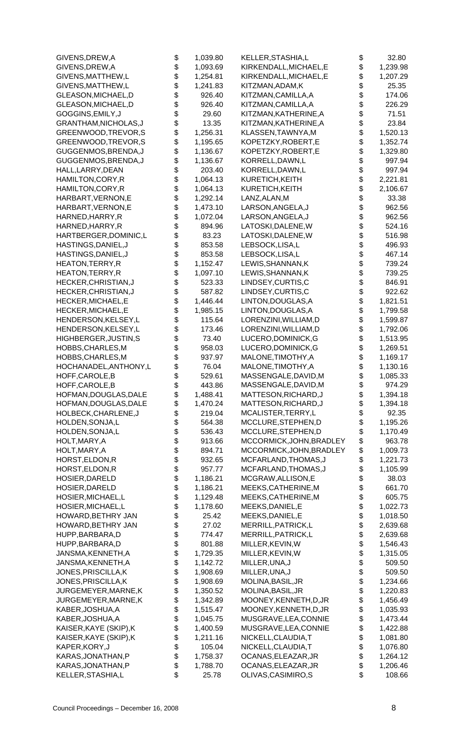| | | |
|---|---|---|
| GIVENS,DREW,A | $ | 1,039.80 |
| GIVENS,DREW,A | $ | 1,093.69 |
| GIVENS,MATTHEW,L | $ | 1,254.81 |
| GIVENS,MATTHEW,L | $ | 1,241.83 |
| GLEASON,MICHAEL,D | $ | 926.40 |
| GLEASON,MICHAEL,D | $ | 926.40 |
| GOGGINS,EMILY,J | $ | 29.60 |
| GRANTHAM,NICHOLAS,J | $ | 13.35 |
| GREENWOOD,TREVOR,S | $ | 1,256.31 |
| GREENWOOD,TREVOR,S | $ | 1,195.65 |
| GUGGENMOS,BRENDA,J | $ | 1,136.67 |
| GUGGENMOS,BRENDA,J | $ | 1,136.67 |
| HALL,LARRY,DEAN | $ | 203.40 |
| HAMILTON,CORY,R | $ | 1,064.13 |
| HAMILTON,CORY,R | $ | 1,064.13 |
| HARBART,VERNON,E | $ | 1,292.14 |
| HARBART,VERNON,E | $ | 1,473.10 |
| HARNED,HARRY,R | $ | 1,072.04 |
| HARNED,HARRY,R | $ | 894.96 |
| HARTBERGER,DOMINIC,L | $ | 83.23 |
| HASTINGS,DANIEL,J | $ | 853.58 |
| HASTINGS,DANIEL,J | $ | 853.58 |
| HEATON,TERRY,R | $ | 1,152.47 |
| HEATON,TERRY,R | $ | 1,097.10 |
| HECKER,CHRISTIAN,J | $ | 523.33 |
| HECKER,CHRISTIAN,J | $ | 587.82 |
| HECKER,MICHAEL,E | $ | 1,446.44 |
| HECKER,MICHAEL,E | $ | 1,985.15 |
| HENDERSON,KELSEY,L | $ | 115.64 |
| HENDERSON,KELSEY,L | $ | 173.46 |
| HIGHBERGER,JUSTIN,S | $ | 73.40 |
| HOBBS,CHARLES,M | $ | 958.03 |
| HOBBS,CHARLES,M | $ | 937.97 |
| HOCHANADEL,ANTHONY,L | $ | 76.04 |
| HOFF,CAROLE,B | $ | 529.61 |
| HOFF,CAROLE,B | $ | 443.86 |
| HOFMAN,DOUGLAS,DALE | $ | 1,488.41 |
| HOFMAN,DOUGLAS,DALE | $ | 1,470.24 |
| HOLBECK,CHARLENE,J | $ | 219.04 |
| HOLDEN,SONJA,L | $ | 564.38 |
| HOLDEN,SONJA,L | $ | 536.43 |
| HOLT,MARY,A | $ | 913.66 |
| HOLT,MARY,A | $ | 894.71 |
| HORST,ELDON,R | $ | 932.65 |
| HORST,ELDON,R | $ | 957.77 |
| HOSIER,DARELD | $ | 1,186.21 |
| HOSIER,DARELD | $ | 1,186.21 |
| HOSIER,MICHAEL,L | $ | 1,129.48 |
| HOSIER,MICHAEL,L | $ | 1,178.60 |
| HOWARD,BETHRY JAN | $ | 25.42 |
| HOWARD,BETHRY JAN | $ | 27.02 |
| HUPP,BARBARA,D | $ | 774.47 |
| HUPP,BARBARA,D | $ | 801.88 |
| JANSMA,KENNETH,A | $ | 1,729.35 |
| JANSMA,KENNETH,A | $ | 1,142.72 |
| JONES,PRISCILLA,K | $ | 1,908.69 |
| JONES,PRISCILLA,K | $ | 1,908.69 |
| JURGEMEYER,MARNE,K | $ | 1,350.52 |
| JURGEMEYER,MARNE,K | $ | 1,342.89 |
| KABER,JOSHUA,A | $ | 1,515.47 |
| KABER,JOSHUA,A | $ | 1,045.75 |
| KAISER,KAYE (SKIP),K | $ | 1,400.59 |
| KAISER,KAYE (SKIP),K | $ | 1,211.16 |
| KAPER,KORY,J | $ | 105.04 |
| KARAS,JONATHAN,P | $ | 1,758.37 |
| KARAS,JONATHAN,P | $ | 1,788.70 |
| KELLER,STASHIA,L | $ | 25.78 |
| KELLER,STASHIA,L | $ | 32.80 |
| KIRKENDALL,MICHAEL,E | $ | 1,239.98 |
| KIRKENDALL,MICHAEL,E | $ | 1,207.29 |
| KITZMAN,ADAM,K | $ | 25.35 |
| KITZMAN,CAMILLA,A | $ | 174.06 |
| KITZMAN,CAMILLA,A | $ | 226.29 |
| KITZMAN,KATHERINE,A | $ | 71.51 |
| KITZMAN,KATHERINE,A | $ | 23.84 |
| KLASSEN,TAWNYA,M | $ | 1,520.13 |
| KOPETZKY,ROBERT,E | $ | 1,352.74 |
| KOPETZKY,ROBERT,E | $ | 1,329.80 |
| KORRELL,DAWN,L | $ | 997.94 |
| KORRELL,DAWN,L | $ | 997.94 |
| KURETICH,KEITH | $ | 2,221.81 |
| KURETICH,KEITH | $ | 2,106.67 |
| LANZ,ALAN,M | $ | 33.38 |
| LARSON,ANGELA,J | $ | 962.56 |
| LARSON,ANGELA,J | $ | 962.56 |
| LATOSKI,DALENE,W | $ | 524.16 |
| LATOSKI,DALENE,W | $ | 516.98 |
| LEBSOCK,LISA,L | $ | 496.93 |
| LEBSOCK,LISA,L | $ | 467.14 |
| LEWIS,SHANNAN,K | $ | 739.24 |
| LEWIS,SHANNAN,K | $ | 739.25 |
| LINDSEY,CURTIS,C | $ | 846.91 |
| LINDSEY,CURTIS,C | $ | 922.62 |
| LINTON,DOUGLAS,A | $ | 1,821.51 |
| LINTON,DOUGLAS,A | $ | 1,799.58 |
| LORENZINI,WILLIAM,D | $ | 1,599.87 |
| LORENZINI,WILLIAM,D | $ | 1,792.06 |
| LUCERO,DOMINICK,G | $ | 1,513.95 |
| LUCERO,DOMINICK,G | $ | 1,269.51 |
| MALONE,TIMOTHY,A | $ | 1,169.17 |
| MALONE,TIMOTHY,A | $ | 1,130.16 |
| MASSENGALE,DAVID,M | $ | 1,085.33 |
| MASSENGALE,DAVID,M | $ | 974.29 |
| MATTESON,RICHARD,J | $ | 1,394.18 |
| MATTESON,RICHARD,J | $ | 1,394.18 |
| MCALISTER,TERRY,L | $ | 92.35 |
| MCCLURE,STEPHEN,D | $ | 1,195.26 |
| MCCLURE,STEPHEN,D | $ | 1,170.49 |
| MCCORMICK,JOHN,BRADLEY | $ | 963.78 |
| MCCORMICK,JOHN,BRADLEY | $ | 1,009.73 |
| MCFARLAND,THOMAS,J | $ | 1,221.73 |
| MCFARLAND,THOMAS,J | $ | 1,105.99 |
| MCGRAW,ALLISON,E | $ | 38.03 |
| MEEKS,CATHERINE,M | $ | 661.70 |
| MEEKS,CATHERINE,M | $ | 605.75 |
| MEEKS,DANIEL,E | $ | 1,022.73 |
| MEEKS,DANIEL,E | $ | 1,018.50 |
| MERRILL,PATRICK,L | $ | 2,639.68 |
| MERRILL,PATRICK,L | $ | 2,639.68 |
| MILLER,KEVIN,W | $ | 1,546.43 |
| MILLER,KEVIN,W | $ | 1,315.05 |
| MILLER,UNA,J | $ | 509.50 |
| MILLER,UNA,J | $ | 509.50 |
| MOLINA,BASIL,JR | $ | 1,234.66 |
| MOLINA,BASIL,JR | $ | 1,220.83 |
| MOONEY,KENNETH,D,JR | $ | 1,456.49 |
| MOONEY,KENNETH,D,JR | $ | 1,035.93 |
| MUSGRAVE,LEA,CONNIE | $ | 1,473.44 |
| MUSGRAVE,LEA,CONNIE | $ | 1,422.88 |
| NICKELL,CLAUDIA,T | $ | 1,081.80 |
| NICKELL,CLAUDIA,T | $ | 1,076.80 |
| OCANAS,ELEAZAR,JR | $ | 1,264.12 |
| OCANAS,ELEAZAR,JR | $ | 1,206.46 |
| OLIVAS,CASIMIRO,S | $ | 108.66 |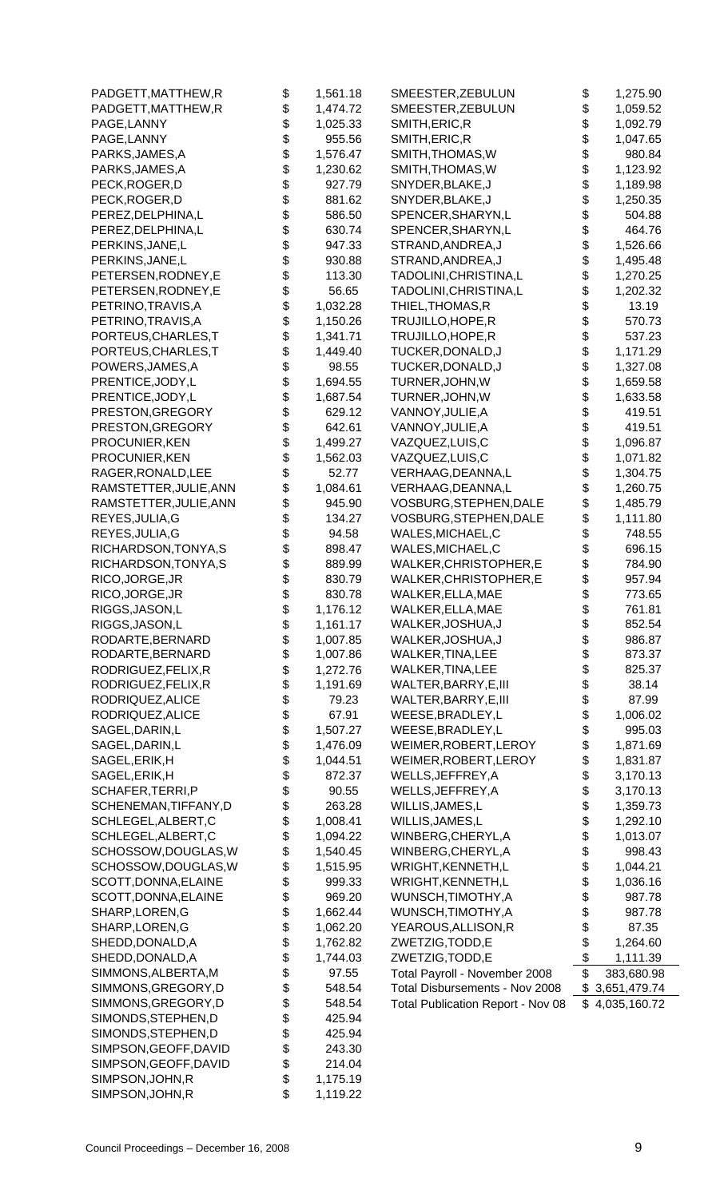| | |
|---|---|
| PADGETT,MATTHEW,R | $ 1,561.18 |
| PADGETT,MATTHEW,R | $ 1,474.72 |
| PAGE,LANNY | $ 1,025.33 |
| PAGE,LANNY | $ 955.56 |
| PARKS,JAMES,A | $ 1,576.47 |
| PARKS,JAMES,A | $ 1,230.62 |
| PECK,ROGER,D | $ 927.79 |
| PECK,ROGER,D | $ 881.62 |
| PEREZ,DELPHINA,L | $ 586.50 |
| PEREZ,DELPHINA,L | $ 630.74 |
| PERKINS,JANE,L | $ 947.33 |
| PERKINS,JANE,L | $ 930.88 |
| PETERSEN,RODNEY,E | $ 113.30 |
| PETERSEN,RODNEY,E | $ 56.65 |
| PETRINO,TRAVIS,A | $ 1,032.28 |
| PETRINO,TRAVIS,A | $ 1,150.26 |
| PORTEUS,CHARLES,T | $ 1,341.71 |
| PORTEUS,CHARLES,T | $ 1,449.40 |
| POWERS,JAMES,A | $ 98.55 |
| PRENTICE,JODY,L | $ 1,694.55 |
| PRENTICE,JODY,L | $ 1,687.54 |
| PRESTON,GREGORY | $ 629.12 |
| PRESTON,GREGORY | $ 642.61 |
| PROCUNIER,KEN | $ 1,499.27 |
| PROCUNIER,KEN | $ 1,562.03 |
| RAGER,RONALD,LEE | $ 52.77 |
| RAMSTETTER,JULIE,ANN | $ 1,084.61 |
| RAMSTETTER,JULIE,ANN | $ 945.90 |
| REYES,JULIA,G | $ 134.27 |
| REYES,JULIA,G | $ 94.58 |
| RICHARDSON,TONYA,S | $ 898.47 |
| RICHARDSON,TONYA,S | $ 889.99 |
| RICO,JORGE,JR | $ 830.79 |
| RICO,JORGE,JR | $ 830.78 |
| RIGGS,JASON,L | $ 1,176.12 |
| RIGGS,JASON,L | $ 1,161.17 |
| RODARTE,BERNARD | $ 1,007.85 |
| RODARTE,BERNARD | $ 1,007.86 |
| RODRIGUEZ,FELIX,R | $ 1,272.76 |
| RODRIGUEZ,FELIX,R | $ 1,191.69 |
| RODRIQUEZ,ALICE | $ 79.23 |
| RODRIQUEZ,ALICE | $ 67.91 |
| SAGEL,DARIN,L | $ 1,507.27 |
| SAGEL,DARIN,L | $ 1,476.09 |
| SAGEL,ERIK,H | $ 1,044.51 |
| SAGEL,ERIK,H | $ 872.37 |
| SCHAFER,TERRI,P | $ 90.55 |
| SCHENEMAN,TIFFANY,D | $ 263.28 |
| SCHLEGEL,ALBERT,C | $ 1,008.41 |
| SCHLEGEL,ALBERT,C | $ 1,094.22 |
| SCHOSSOW,DOUGLAS,W | $ 1,540.45 |
| SCHOSSOW,DOUGLAS,W | $ 1,515.95 |
| SCOTT,DONNA,ELAINE | $ 999.33 |
| SCOTT,DONNA,ELAINE | $ 969.20 |
| SHARP,LOREN,G | $ 1,662.44 |
| SHARP,LOREN,G | $ 1,062.20 |
| SHEDD,DONALD,A | $ 1,762.82 |
| SHEDD,DONALD,A | $ 1,744.03 |
| SIMMONS,ALBERTA,M | $ 97.55 |
| SIMMONS,GREGORY,D | $ 548.54 |
| SIMMONS,GREGORY,D | $ 548.54 |
| SIMONDS,STEPHEN,D | $ 425.94 |
| SIMONDS,STEPHEN,D | $ 425.94 |
| SIMPSON,GEOFF,DAVID | $ 243.30 |
| SIMPSON,GEOFF,DAVID | $ 214.04 |
| SIMPSON,JOHN,R | $ 1,175.19 |
| SIMPSON,JOHN,R | $ 1,119.22 |
| SMEESTER,ZEBULUN | $ 1,275.90 |
| SMEESTER,ZEBULUN | $ 1,059.52 |
| SMITH,ERIC,R | $ 1,092.79 |
| SMITH,ERIC,R | $ 1,047.65 |
| SMITH,THOMAS,W | $ 980.84 |
| SMITH,THOMAS,W | $ 1,123.92 |
| SNYDER,BLAKE,J | $ 1,189.98 |
| SNYDER,BLAKE,J | $ 1,250.35 |
| SPENCER,SHARYN,L | $ 504.88 |
| SPENCER,SHARYN,L | $ 464.76 |
| STRAND,ANDREA,J | $ 1,526.66 |
| STRAND,ANDREA,J | $ 1,495.48 |
| TADOLINI,CHRISTINA,L | $ 1,270.25 |
| TADOLINI,CHRISTINA,L | $ 1,202.32 |
| THIEL,THOMAS,R | $ 13.19 |
| TRUJILLO,HOPE,R | $ 570.73 |
| TRUJILLO,HOPE,R | $ 537.23 |
| TUCKER,DONALD,J | $ 1,171.29 |
| TUCKER,DONALD,J | $ 1,327.08 |
| TURNER,JOHN,W | $ 1,659.58 |
| TURNER,JOHN,W | $ 1,633.58 |
| VANNOY,JULIE,A | $ 419.51 |
| VANNOY,JULIE,A | $ 419.51 |
| VAZQUEZ,LUIS,C | $ 1,096.87 |
| VAZQUEZ,LUIS,C | $ 1,071.82 |
| VERHAAG,DEANNA,L | $ 1,304.75 |
| VERHAAG,DEANNA,L | $ 1,260.75 |
| VOSBURG,STEPHEN,DALE | $ 1,485.79 |
| VOSBURG,STEPHEN,DALE | $ 1,111.80 |
| WALES,MICHAEL,C | $ 748.55 |
| WALES,MICHAEL,C | $ 696.15 |
| WALKER,CHRISTOPHER,E | $ 784.90 |
| WALKER,CHRISTOPHER,E | $ 957.94 |
| WALKER,ELLA,MAE | $ 773.65 |
| WALKER,ELLA,MAE | $ 761.81 |
| WALKER,JOSHUA,J | $ 852.54 |
| WALKER,JOSHUA,J | $ 986.87 |
| WALKER,TINA,LEE | $ 873.37 |
| WALKER,TINA,LEE | $ 825.37 |
| WALTER,BARRY,E,III | $ 38.14 |
| WALTER,BARRY,E,III | $ 87.99 |
| WEESE,BRADLEY,L | $ 1,006.02 |
| WEESE,BRADLEY,L | $ 995.03 |
| WEIMER,ROBERT,LEROY | $ 1,871.69 |
| WEIMER,ROBERT,LEROY | $ 1,831.87 |
| WELLS,JEFFREY,A | $ 3,170.13 |
| WELLS,JEFFREY,A | $ 3,170.13 |
| WILLIS,JAMES,L | $ 1,359.73 |
| WILLIS,JAMES,L | $ 1,292.10 |
| WINBERG,CHERYL,A | $ 1,013.07 |
| WINBERG,CHERYL,A | $ 998.43 |
| WRIGHT,KENNETH,L | $ 1,044.21 |
| WRIGHT,KENNETH,L | $ 1,036.16 |
| WUNSCH,TIMOTHY,A | $ 987.78 |
| WUNSCH,TIMOTHY,A | $ 987.78 |
| YEAROUS,ALLISON,R | $ 87.35 |
| ZWETZIG,TODD,E | $ 1,264.60 |
| ZWETZIG,TODD,E | $ 1,111.39 |
| Total Payroll - November 2008 | $ 383,680.98 |
| Total Disbursements - Nov 2008 | $ 3,651,479.74 |
| Total Publication Report - Nov 08 | $ 4,035,160.72 |

Council Proceedings – December 16, 2008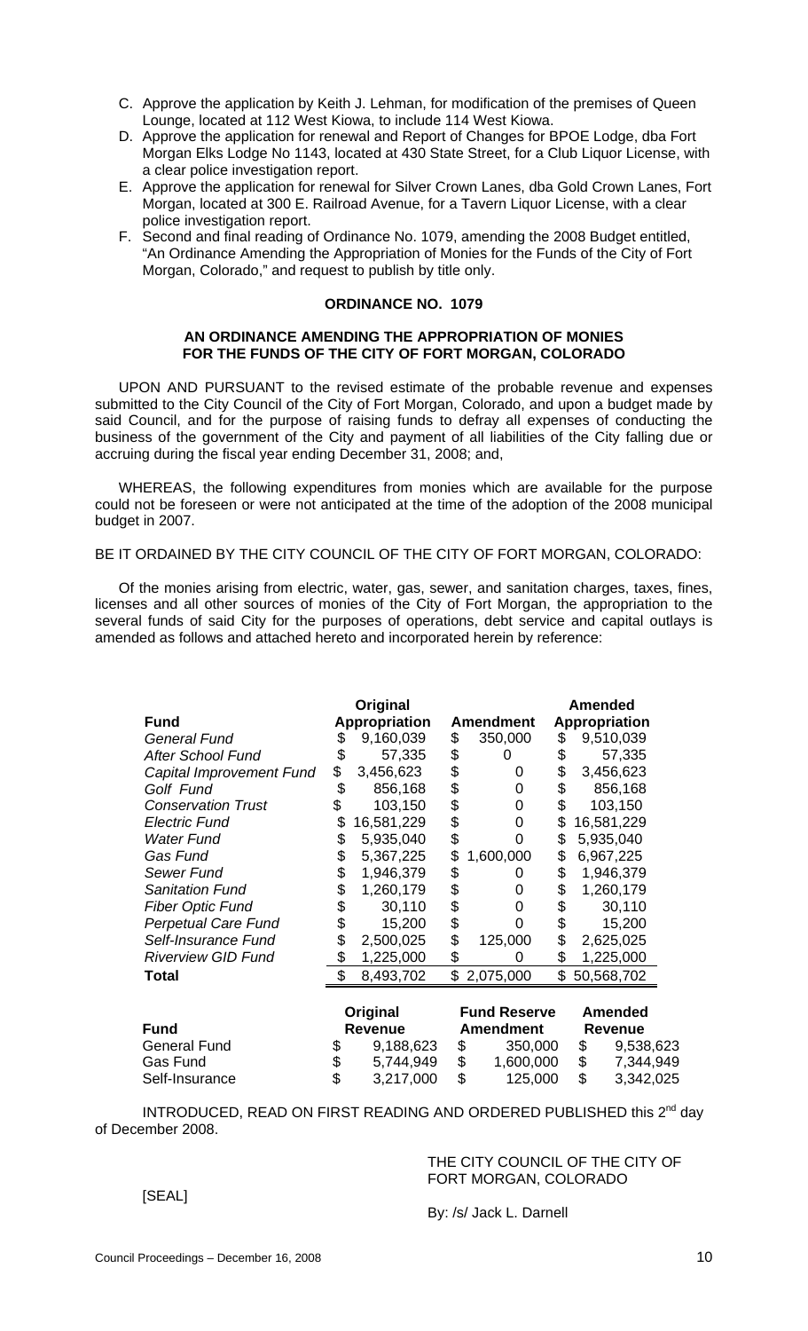C. Approve the application by Keith J. Lehman, for modification of the premises of Queen Lounge, located at 112 West Kiowa, to include 114 West Kiowa.
D. Approve the application for renewal and Report of Changes for BPOE Lodge, dba Fort Morgan Elks Lodge No 1143, located at 430 State Street, for a Club Liquor License, with a clear police investigation report.
E. Approve the application for renewal for Silver Crown Lanes, dba Gold Crown Lanes, Fort Morgan, located at 300 E. Railroad Avenue, for a Tavern Liquor License, with a clear police investigation report.
F. Second and final reading of Ordinance No. 1079, amending the 2008 Budget entitled, "An Ordinance Amending the Appropriation of Monies for the Funds of the City of Fort Morgan, Colorado," and request to publish by title only.

**ORDINANCE NO. 1079**

**AN ORDINANCE AMENDING THE APPROPRIATION OF MONIES FOR THE FUNDS OF THE CITY OF FORT MORGAN, COLORADO**

UPON AND PURSUANT to the revised estimate of the probable revenue and expenses submitted to the City Council of the City of Fort Morgan, Colorado, and upon a budget made by said Council, and for the purpose of raising funds to defray all expenses of conducting the business of the government of the City and payment of all liabilities of the City falling due or accruing during the fiscal year ending December 31, 2008; and,

WHEREAS, the following expenditures from monies which are available for the purpose could not be foreseen or were not anticipated at the time of the adoption of the 2008 municipal budget in 2007.

BE IT ORDAINED BY THE CITY COUNCIL OF THE CITY OF FORT MORGAN, COLORADO:

Of the monies arising from electric, water, gas, sewer, and sanitation charges, taxes, fines, licenses and all other sources of monies of the City of Fort Morgan, the appropriation to the several funds of said City for the purposes of operations, debt service and capital outlays is amended as follows and attached hereto and incorporated herein by reference:

| **Fund** | **Original Appropriation** | **Amendment** | **Amended Appropriation** |
|---|---|---|---|
| *General Fund* | $ 9,160,039 | $ 350,000 | $ 9,510,039 |
| *After School Fund* | $ 57,335 | $ 0 | $ 57,335 |
| *Capital Improvement Fund* | $ 3,456,623 | $ 0 | $ 3,456,623 |
| *Golf Fund* | $ 856,168 | $ 0 | $ 856,168 |
| *Conservation Trust* | $ 103,150 | $ 0 | $ 103,150 |
| *Electric Fund* | $ 16,581,229 | $ 0 | $ 16,581,229 |
| *Water Fund* | $ 5,935,040 | $ 0 | $ 5,935,040 |
| *Gas Fund* | $ 5,367,225 | $ 1,600,000 | $ 6,967,225 |
| *Sewer Fund* | $ 1,946,379 | $ 0 | $ 1,946,379 |
| *Sanitation Fund* | $ 1,260,179 | $ 0 | $ 1,260,179 |
| *Fiber Optic Fund* | $ 30,110 | $ 0 | $ 30,110 |
| *Perpetual Care Fund* | $ 15,200 | $ 0 | $ 15,200 |
| *Self-Insurance Fund* | $ 2,500,025 | $ 125,000 | $ 2,625,025 |
| *Riverview GID Fund* | $ 1,225,000 | $ 0 | $ 1,225,000 |
| **Total** | $ 8,493,702 | $ 2,075,000 | $ 50,568,702 |

| **Fund** | **Original Revenue** | **Fund Reserve Amendment** | **Amended Revenue** |
|---|---|---|---|
| General Fund | $ 9,188,623 | $ 350,000 | $ 9,538,623 |
| Gas Fund | $ 5,744,949 | $ 1,600,000 | $ 7,344,949 |
| Self-Insurance | $ 3,217,000 | $ 125,000 | $ 3,342,025 |

INTRODUCED, READ ON FIRST READING AND ORDERED PUBLISHED this 2nd day of December 2008.

THE CITY COUNCIL OF THE CITY OF FORT MORGAN, COLORADO

[SEAL]

By: /s/ Jack L. Darnell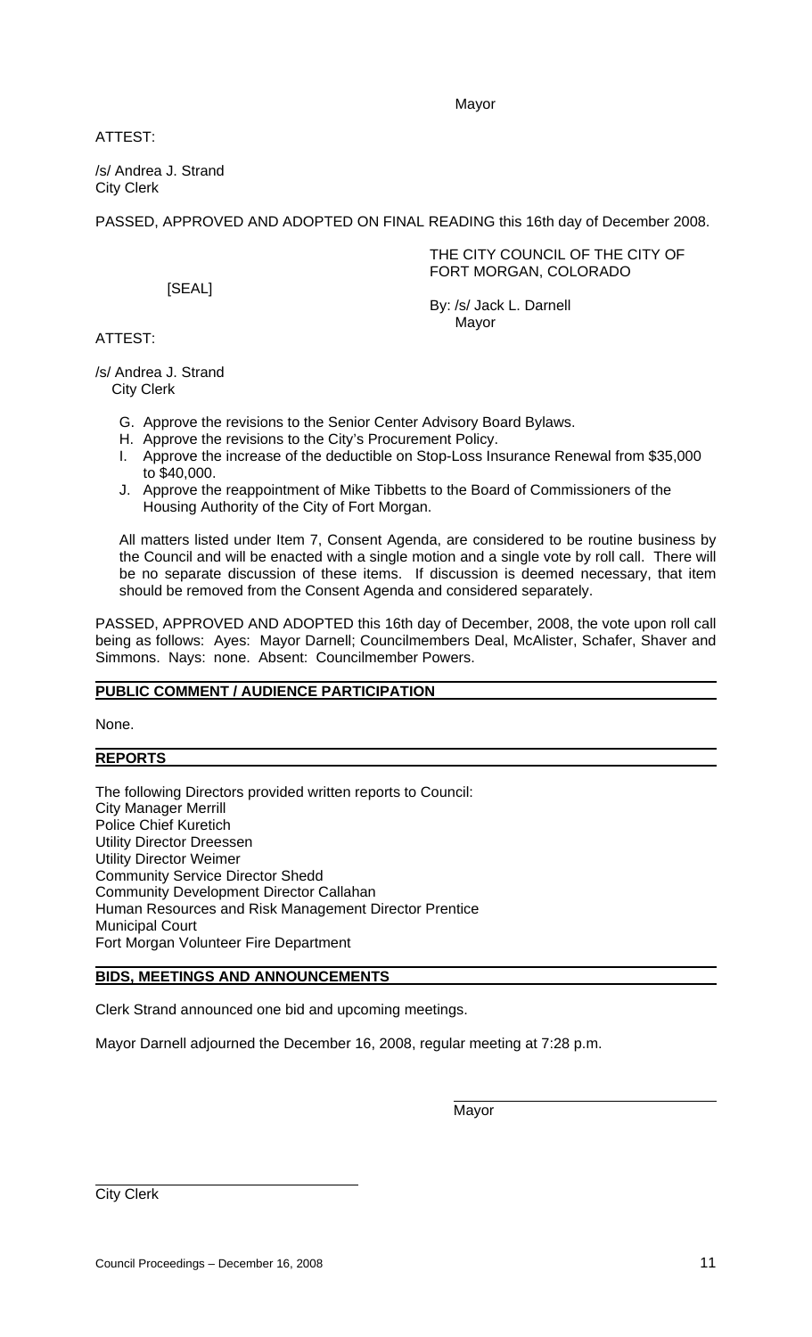Mayor

ATTEST:

/s/ Andrea J. Strand
City Clerk

PASSED, APPROVED AND ADOPTED ON FINAL READING this 16th day of December 2008.

THE CITY COUNCIL OF THE CITY OF FORT MORGAN, COLORADO

[SEAL]

By: /s/ Jack L. Darnell
Mayor

ATTEST:

/s/ Andrea J. Strand
City Clerk

G. Approve the revisions to the Senior Center Advisory Board Bylaws.
H. Approve the revisions to the City's Procurement Policy.
I. Approve the increase of the deductible on Stop-Loss Insurance Renewal from $35,000 to $40,000.
J. Approve the reappointment of Mike Tibbetts to the Board of Commissioners of the Housing Authority of the City of Fort Morgan.

All matters listed under Item 7, Consent Agenda, are considered to be routine business by the Council and will be enacted with a single motion and a single vote by roll call. There will be no separate discussion of these items. If discussion is deemed necessary, that item should be removed from the Consent Agenda and considered separately.

PASSED, APPROVED AND ADOPTED this 16th day of December, 2008, the vote upon roll call being as follows: Ayes: Mayor Darnell; Councilmembers Deal, McAlister, Schafer, Shaver and Simmons. Nays: none. Absent: Councilmember Powers.

## PUBLIC COMMENT / AUDIENCE PARTICIPATION

None.

## REPORTS

The following Directors provided written reports to Council:
City Manager Merrill
Police Chief Kuretich
Utility Director Dreessen
Utility Director Weimer
Community Service Director Shedd
Community Development Director Callahan
Human Resources and Risk Management Director Prentice
Municipal Court
Fort Morgan Volunteer Fire Department

## BIDS, MEETINGS AND ANNOUNCEMENTS

Clerk Strand announced one bid and upcoming meetings.

Mayor Darnell adjourned the December 16, 2008, regular meeting at 7:28 p.m.

Mayor

City Clerk